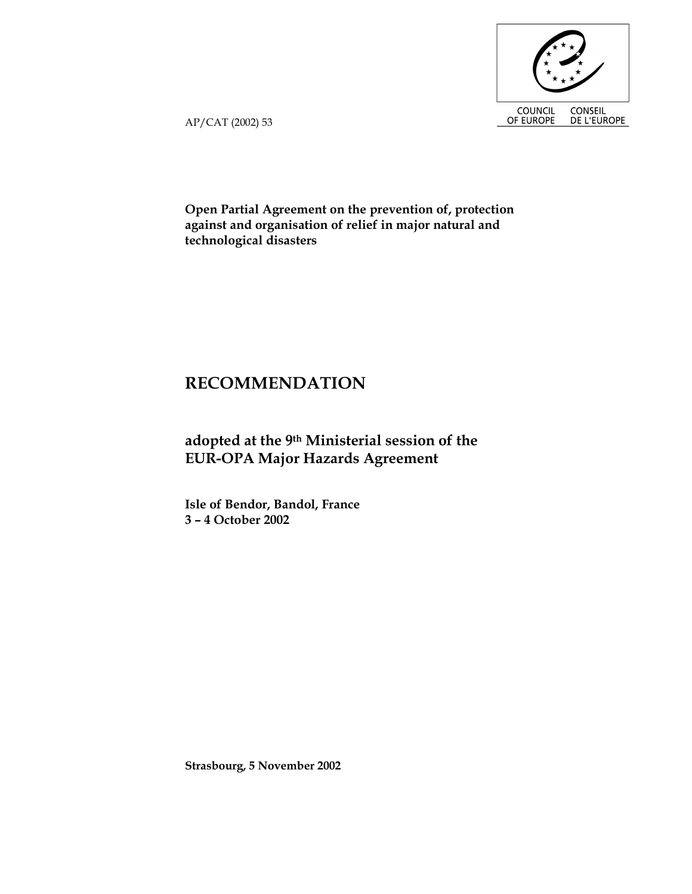AP/CAT (2002) 53

COUNCIL OF EUROPE CONSEIL DE L'EUROPE

**Open Partial Agreement on the prevention of, protection against and organisation of relief in major natural and technological disasters**

# RECOMMENDATION

## adopted at the 9th Ministerial session of the EUR-OPA Major Hazards Agreement

**Isle of Bendor, Bandol, France**
**3 – 4 October 2002**

**Strasbourg, 5 November 2002**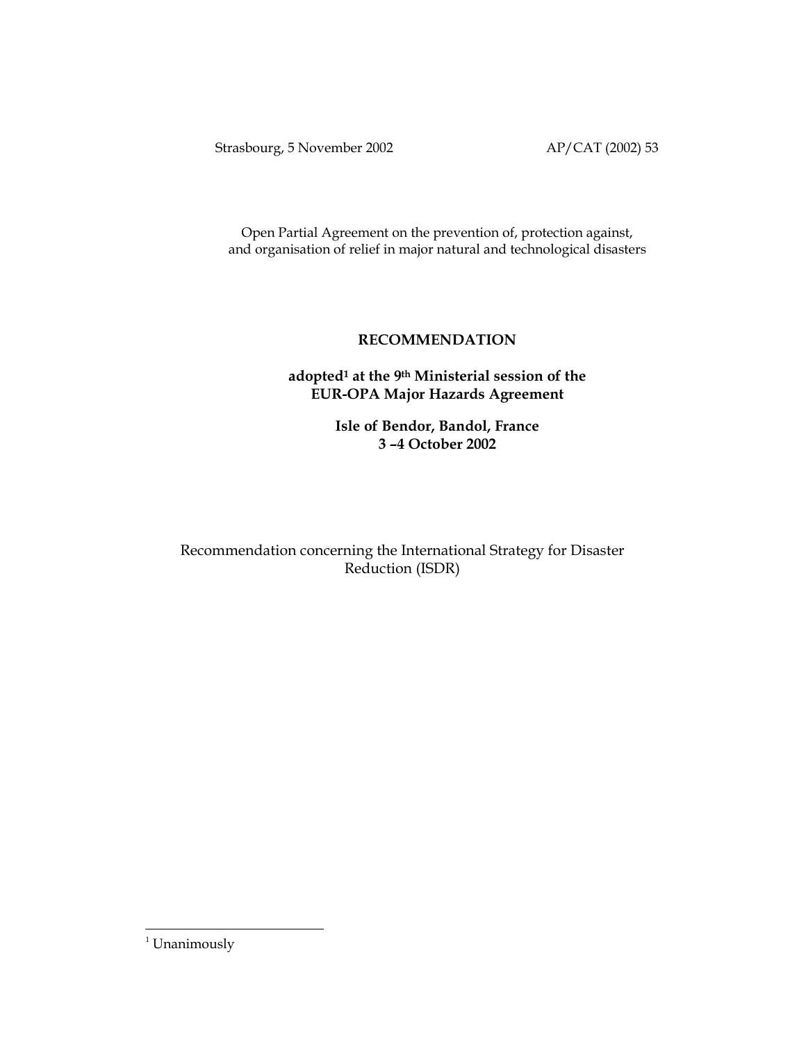Strasbourg, 5 November 2002 AP/CAT (2002) 53

Open Partial Agreement on the prevention of, protection against, and organisation of relief in major natural and technological disasters

# RECOMMENDATION

## adopted[1] at the 9th Ministerial session of the EUR-OPA Major Hazards Agreement

## Isle of Bendor, Bandol, France
## 3 –4 October 2002

Recommendation concerning the International Strategy for Disaster Reduction (ISDR)

[1] Unanimously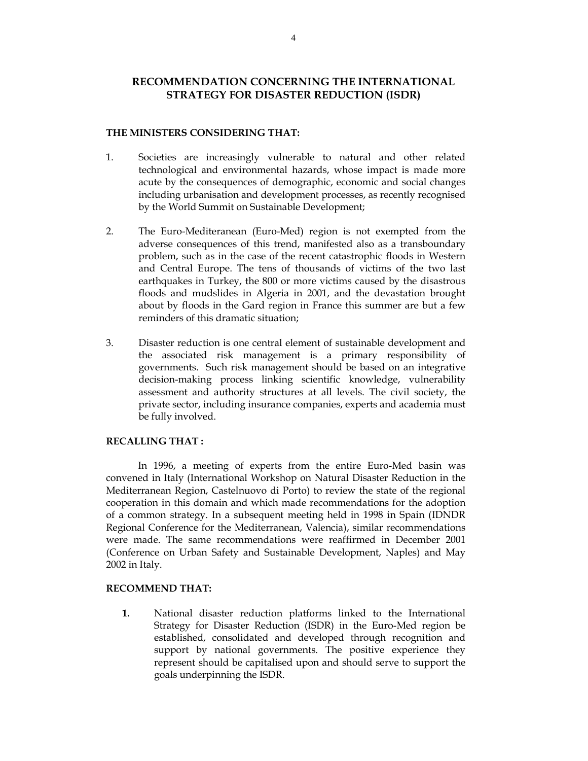## RECOMMENDATION CONCERNING THE INTERNATIONAL STRATEGY FOR DISASTER REDUCTION (ISDR)

**THE MINISTERS CONSIDERING THAT:**

1. Societies are increasingly vulnerable to natural and other related technological and environmental hazards, whose impact is made more acute by the consequences of demographic, economic and social changes including urbanisation and development processes, as recently recognised by the World Summit on Sustainable Development;

2. The Euro-Mediteranean (Euro-Med) region is not exempted from the adverse consequences of this trend, manifested also as a transboundary problem, such as in the case of the recent catastrophic floods in Western and Central Europe. The tens of thousands of victims of the two last earthquakes in Turkey, the 800 or more victims caused by the disastrous floods and mudslides in Algeria in 2001, and the devastation brought about by floods in the Gard region in France this summer are but a few reminders of this dramatic situation;

3. Disaster reduction is one central element of sustainable development and the associated risk management is a primary responsibility of governments. Such risk management should be based on an integrative decision-making process linking scientific knowledge, vulnerability assessment and authority structures at all levels. The civil society, the private sector, including insurance companies, experts and academia must be fully involved.

**RECALLING THAT :**

In 1996, a meeting of experts from the entire Euro-Med basin was convened in Italy (International Workshop on Natural Disaster Reduction in the Mediterranean Region, Castelnuovo di Porto) to review the state of the regional cooperation in this domain and which made recommendations for the adoption of a common strategy. In a subsequent meeting held in 1998 in Spain (IDNDR Regional Conference for the Mediterranean, Valencia), similar recommendations were made. The same recommendations were reaffirmed in December 2001 (Conference on Urban Safety and Sustainable Development, Naples) and May 2002 in Italy.

**RECOMMEND THAT:**

**1.** National disaster reduction platforms linked to the International Strategy for Disaster Reduction (ISDR) in the Euro-Med region be established, consolidated and developed through recognition and support by national governments. The positive experience they represent should be capitalised upon and should serve to support the goals underpinning the ISDR.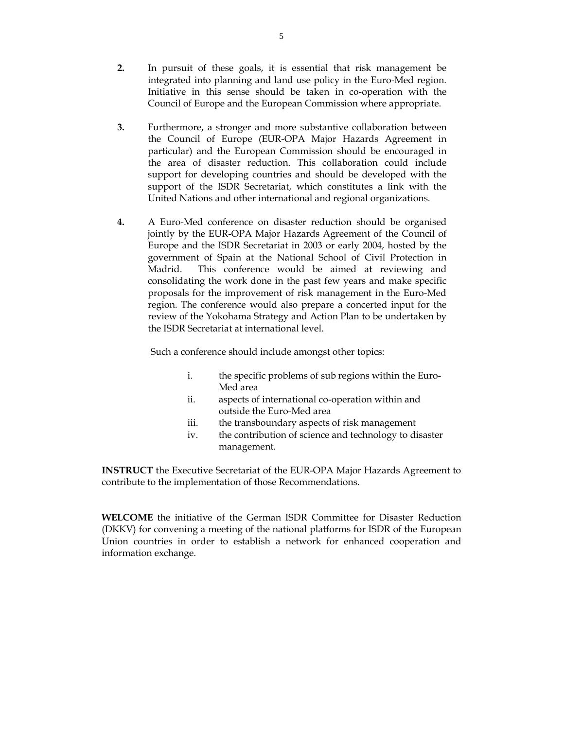**2.** In pursuit of these goals, it is essential that risk management be integrated into planning and land use policy in the Euro-Med region. Initiative in this sense should be taken in co-operation with the Council of Europe and the European Commission where appropriate.

**3.** Furthermore, a stronger and more substantive collaboration between the Council of Europe (EUR-OPA Major Hazards Agreement in particular) and the European Commission should be encouraged in the area of disaster reduction. This collaboration could include support for developing countries and should be developed with the support of the ISDR Secretariat, which constitutes a link with the United Nations and other international and regional organizations.

**4.** A Euro-Med conference on disaster reduction should be organised jointly by the EUR-OPA Major Hazards Agreement of the Council of Europe and the ISDR Secretariat in 2003 or early 2004, hosted by the government of Spain at the National School of Civil Protection in Madrid. This conference would be aimed at reviewing and consolidating the work done in the past few years and make specific proposals for the improvement of risk management in the Euro-Med region. The conference would also prepare a concerted input for the review of the Yokohama Strategy and Action Plan to be undertaken by the ISDR Secretariat at international level.

Such a conference should include amongst other topics:

i. the specific problems of sub regions within the Euro-Med area
ii. aspects of international co-operation within and outside the Euro-Med area
iii. the transboundary aspects of risk management
iv. the contribution of science and technology to disaster management.

**INSTRUCT** the Executive Secretariat of the EUR-OPA Major Hazards Agreement to contribute to the implementation of those Recommendations.

**WELCOME** the initiative of the German ISDR Committee for Disaster Reduction (DKKV) for convening a meeting of the national platforms for ISDR of the European Union countries in order to establish a network for enhanced cooperation and information exchange.